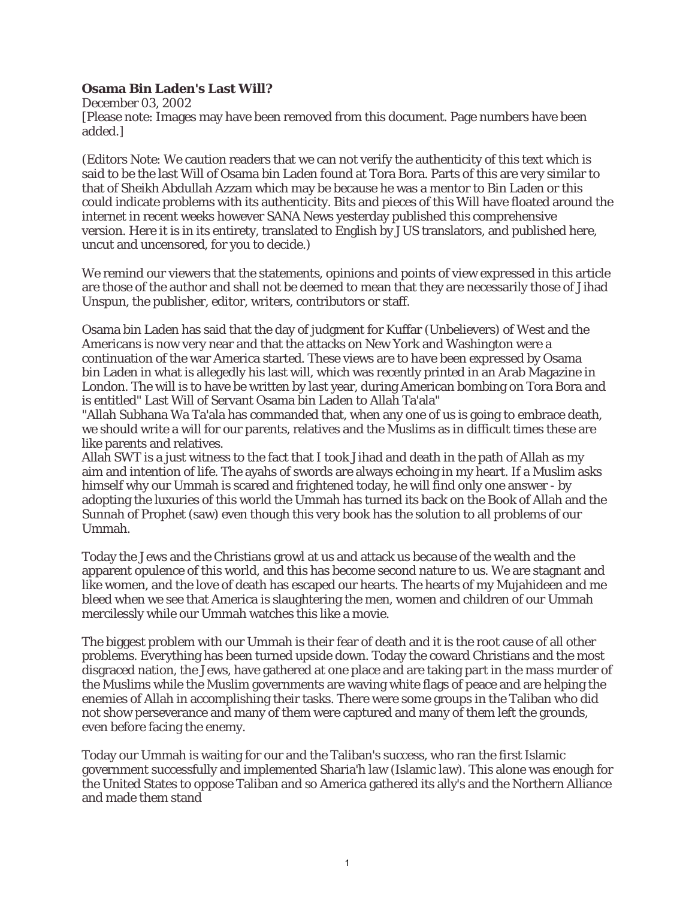**Osama Bin Laden's Last Will?**
December 03, 2002
[Please note: Images may have been removed from this document. Page numbers have been added.]

(Editors Note: We caution readers that we can not verify the authenticity of this text which is said to be the last Will of Osama bin Laden found at Tora Bora. Parts of this are very similar to that of Sheikh Abdullah Azzam which may be because he was a mentor to Bin Laden or this could indicate problems with its authenticity. Bits and pieces of this Will have floated around the internet in recent weeks however SANA News yesterday published this comprehensive version. Here it is in its entirety, translated to English by JUS translators, and published here, uncut and uncensored, for you to decide.)

We remind our viewers that the statements, opinions and points of view expressed in this article are those of the author and shall not be deemed to mean that they are necessarily those of Jihad Unspun, the publisher, editor, writers, contributors or staff.

Osama bin Laden has said that the day of judgment for Kuffar (Unbelievers) of West and the Americans is now very near and that the attacks on New York and Washington were a continuation of the war America started. These views are to have been expressed by Osama bin Laden in what is allegedly his last will, which was recently printed in an Arab Magazine in London. The will is to have be written by last year, during American bombing on Tora Bora and is entitled" Last Will of Servant Osama bin Laden to Allah Ta'ala"
"Allah Subhana Wa Ta'ala has commanded that, when any one of us is going to embrace death, we should write a will for our parents, relatives and the Muslims as in difficult times these are like parents and relatives.
Allah SWT is a just witness to the fact that I took Jihad and death in the path of Allah as my aim and intention of life. The ayahs of swords are always echoing in my heart. If a Muslim asks himself why our Ummah is scared and frightened today, he will find only one answer - by adopting the luxuries of this world the Ummah has turned its back on the Book of Allah and the Sunnah of Prophet (saw) even though this very book has the solution to all problems of our Ummah.

Today the Jews and the Christians growl at us and attack us because of the wealth and the apparent opulence of this world, and this has become second nature to us. We are stagnant and like women, and the love of death has escaped our hearts. The hearts of my Mujahideen and me bleed when we see that America is slaughtering the men, women and children of our Ummah mercilessly while our Ummah watches this like a movie.

The biggest problem with our Ummah is their fear of death and it is the root cause of all other problems. Everything has been turned upside down. Today the coward Christians and the most disgraced nation, the Jews, have gathered at one place and are taking part in the mass murder of the Muslims while the Muslim governments are waving white flags of peace and are helping the enemies of Allah in accomplishing their tasks. There were some groups in the Taliban who did not show perseverance and many of them were captured and many of them left the grounds, even before facing the enemy.

Today our Ummah is waiting for our and the Taliban's success, who ran the first Islamic government successfully and implemented Sharia'h law (Islamic law). This alone was enough for the United States to oppose Taliban and so America gathered its ally's and the Northern Alliance and made them stand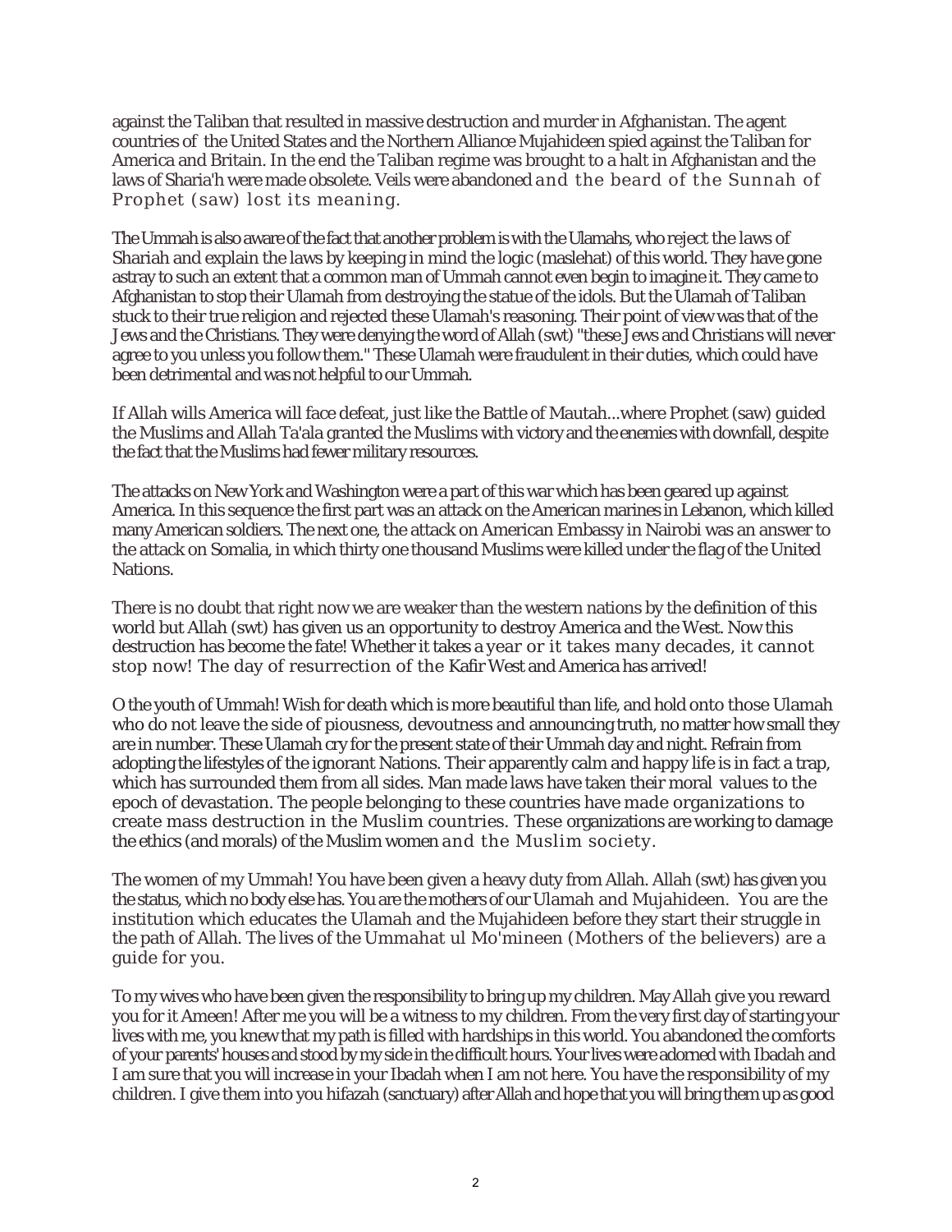against the Taliban that resulted in massive destruction and murder in Afghanistan. The agent countries of the United States and the Northern Alliance Mujahideen spied against the Taliban for America and Britain. In the end the Taliban regime was brought to a halt in Afghanistan and the laws of Sharia'h were made obsolete. Veils were abandoned and the beard of the Sunnah of Prophet (saw) lost its meaning.

The Ummah is also aware of the fact that another problem is with the Ulamahs, who reject the laws of Shariah and explain the laws by keeping in mind the logic (maslehat) of this world. They have gone astray to such an extent that a common man of Ummah cannot even begin to imagine it. They came to Afghanistan to stop their Ulamah from destroying the statue of the idols. But the Ulamah of Taliban stuck to their true religion and rejected these Ulamah's reasoning. Their point of view was that of the Jews and the Christians. They were denying the word of Allah (swt) "these Jews and Christians will never agree to you unless you follow them." These Ulamah were fraudulent in their duties, which could have been detrimental and was not helpful to our Ummah.

If Allah wills America will face defeat, just like the Battle of Mautah...where Prophet (saw) guided the Muslims and Allah Ta'ala granted the Muslims with victory and the enemies with downfall, despite the fact that the Muslims had fewer military resources.

The attacks on New York and Washington were a part of this war which has been geared up against America. In this sequence the first part was an attack on the American marines in Lebanon, which killed many American soldiers. The next one, the attack on American Embassy in Nairobi was an answer to the attack on Somalia, in which thirty one thousand Muslims were killed under the flag of the United Nations.

There is no doubt that right now we are weaker than the western nations by the definition of this world but Allah (swt) has given us an opportunity to destroy America and the West. Now this destruction has become the fate! Whether it takes a year or it takes many decades, it cannot stop now! The day of resurrection of the Kafir West and America has arrived!

O the youth of Ummah! Wish for death which is more beautiful than life, and hold onto those Ulamah who do not leave the side of piousness, devoutness and announcing truth, no matter how small they are in number. These Ulamah cry for the present state of their Ummah day and night. Refrain from adopting the lifestyles of the ignorant Nations. Their apparently calm and happy life is in fact a trap, which has surrounded them from all sides. Man made laws have taken their moral values to the epoch of devastation. The people belonging to these countries have made organizations to create mass destruction in the Muslim countries. These organizations are working to damage the ethics (and morals) of the Muslim women and the Muslim society.

The women of my Ummah! You have been given a heavy duty from Allah. Allah (swt) has given you the status, which no body else has. You are the mothers of our Ulamah and Mujahideen. You are the institution which educates the Ulamah and the Mujahideen before they start their struggle in the path of Allah. The lives of the Ummahat ul Mo'mineen (Mothers of the believers) are a guide for you.

To my wives who have been given the responsibility to bring up my children. May Allah give you reward you for it Ameen! After me you will be a witness to my children. From the very first day of starting your lives with me, you knew that my path is filled with hardships in this world. You abandoned the comforts of your parents' houses and stood by my side in the difficult hours. Your lives were adorned with Ibadah and I am sure that you will increase in your Ibadah when I am not here. You have the responsibility of my children. I give them into you hifazah (sanctuary) after Allah and hope that you will bring them up as good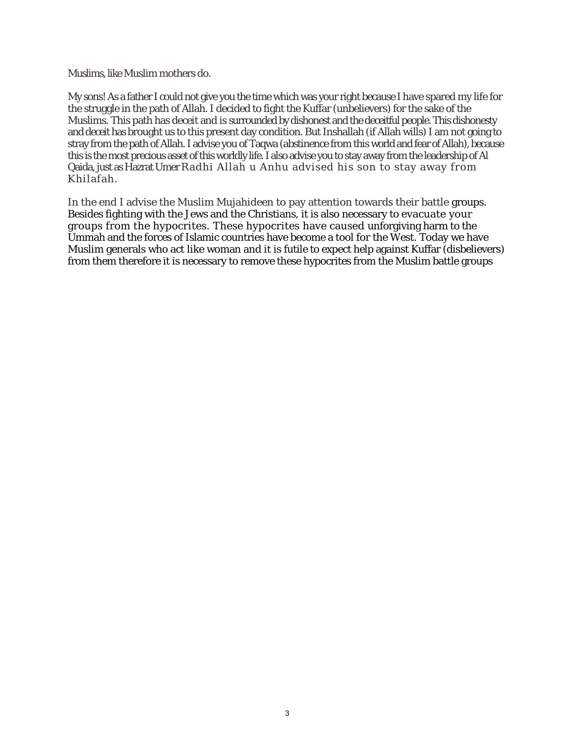Muslims, like Muslim mothers do.

My sons! As a father I could not give you the time which was your right because I have spared my life for the struggle in the path of Allah. I decided to fight the Kuffar (unbelievers) for the sake of the Muslims. This path has deceit and is surrounded by dishonest and the deceitful people. This dishonesty and deceit has brought us to this present day condition. But Inshallah (if Allah wills) I am not going to stray from the path of Allah. I advise you of Taqwa (abstinence from this world and fear of Allah), because this is the most precious asset of this worldly life. I also advise you to stay away from the leadership of Al Qaida, just as Hazrat Umer Radhi Allah u Anhu advised his son to stay away from Khilafah.

In the end I advise the Muslim Mujahideen to pay attention towards their battle groups. Besides fighting with the Jews and the Christians, it is also necessary to evacuate your groups from the hypocrites. These hypocrites have caused unforgiving harm to the Ummah and the forces of Islamic countries have become a tool for the West. Today we have Muslim generals who act like woman and it is futile to expect help against Kuffar (disbelievers) from them therefore it is necessary to remove these hypocrites from the Muslim battle groups